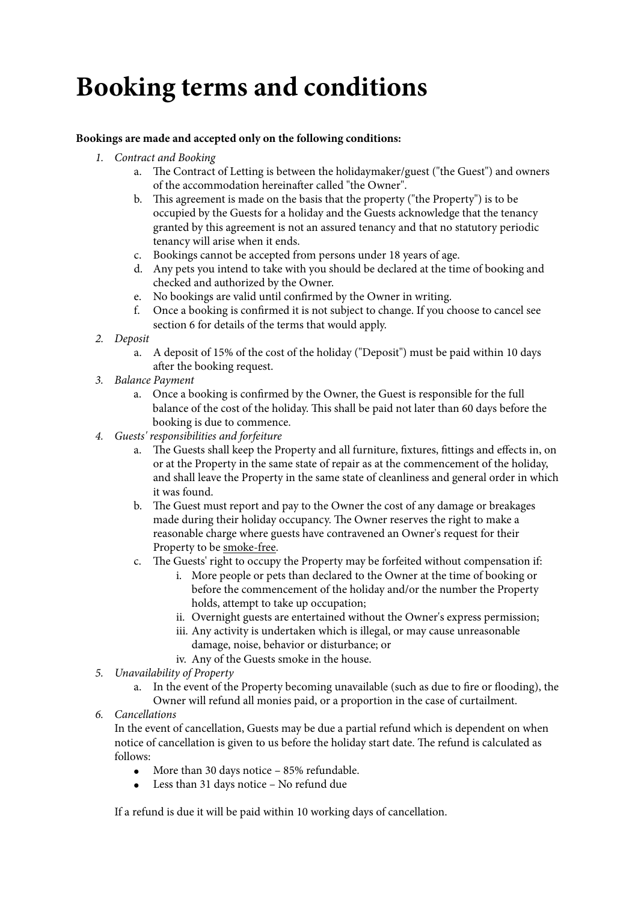# Booking terms and conditions

**Bookings are made and accepted only on the following conditions:**

1. *Contract and Booking*
    a. The Contract of Letting is between the holidaymaker/guest ("the Guest") and owners of the accommodation hereinafter called "the Owner".
    b. This agreement is made on the basis that the property ("the Property") is to be occupied by the Guests for a holiday and the Guests acknowledge that the tenancy granted by this agreement is not an assured tenancy and that no statutory periodic tenancy will arise when it ends.
    c. Bookings cannot be accepted from persons under 18 years of age.
    d. Any pets you intend to take with you should be declared at the time of booking and checked and authorized by the Owner.
    e. No bookings are valid until confirmed by the Owner in writing.
    f. Once a booking is confirmed it is not subject to change. If you choose to cancel see section 6 for details of the terms that would apply.
2. *Deposit*
    a. A deposit of 15% of the cost of the holiday ("Deposit") must be paid within 10 days after the booking request.
3. *Balance Payment*
    a. Once a booking is confirmed by the Owner, the Guest is responsible for the full balance of the cost of the holiday. This shall be paid not later than 60 days before the booking is due to commence.
4. *Guests' responsibilities and forfeiture*
    a. The Guests shall keep the Property and all furniture, fixtures, fittings and effects in, on or at the Property in the same state of repair as at the commencement of the holiday, and shall leave the Property in the same state of cleanliness and general order in which it was found.
    b. The Guest must report and pay to the Owner the cost of any damage or breakages made during their holiday occupancy. The Owner reserves the right to make a reasonable charge where guests have contravened an Owner's request for their Property to be smoke-free.
    c. The Guests' right to occupy the Property may be forfeited without compensation if:
        i. More people or pets than declared to the Owner at the time of booking or before the commencement of the holiday and/or the number the Property holds, attempt to take up occupation;
        ii. Overnight guests are entertained without the Owner's express permission;
        iii. Any activity is undertaken which is illegal, or may cause unreasonable damage, noise, behavior or disturbance; or
        iv. Any of the Guests smoke in the house.
5. *Unavailability of Property*
    a. In the event of the Property becoming unavailable (such as due to fire or flooding), the Owner will refund all monies paid, or a proportion in the case of curtailment.
6. *Cancellations*

    In the event of cancellation, Guests may be due a partial refund which is dependent on when notice of cancellation is given to us before the holiday start date. The refund is calculated as follows:

    - More than 30 days notice – 85% refundable.
    - Less than 31 days notice – No refund due

    If a refund is due it will be paid within 10 working days of cancellation.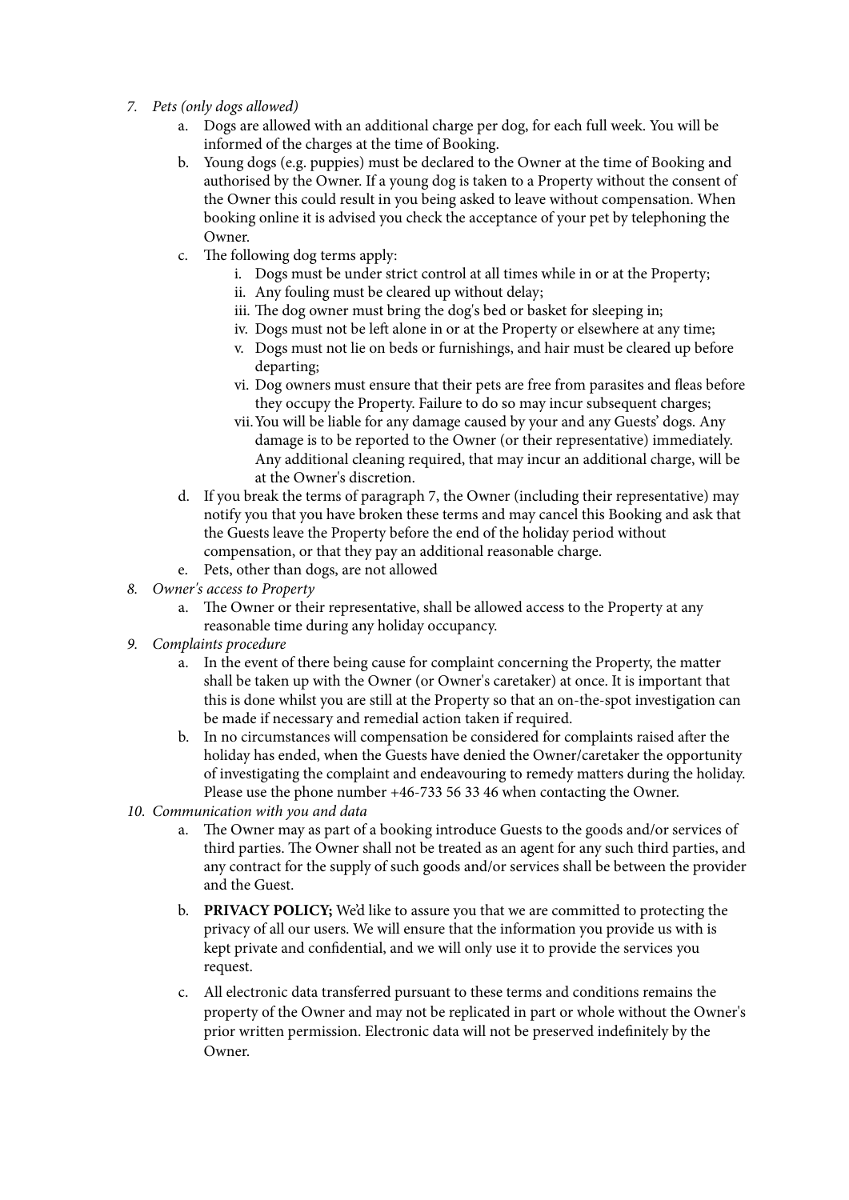7. *Pets (only dogs allowed)*
    a. Dogs are allowed with an additional charge per dog, for each full week. You will be informed of the charges at the time of Booking.
    b. Young dogs (e.g. puppies) must be declared to the Owner at the time of Booking and authorised by the Owner. If a young dog is taken to a Property without the consent of the Owner this could result in you being asked to leave without compensation. When booking online it is advised you check the acceptance of your pet by telephoning the Owner.
    c. The following dog terms apply:
        i. Dogs must be under strict control at all times while in or at the Property;
        ii. Any fouling must be cleared up without delay;
        iii. The dog owner must bring the dog's bed or basket for sleeping in;
        iv. Dogs must not be left alone in or at the Property or elsewhere at any time;
        v. Dogs must not lie on beds or furnishings, and hair must be cleared up before departing;
        vi. Dog owners must ensure that their pets are free from parasites and fleas before they occupy the Property. Failure to do so may incur subsequent charges;
        vii. You will be liable for any damage caused by your and any Guests' dogs. Any damage is to be reported to the Owner (or their representative) immediately. Any additional cleaning required, that may incur an additional charge, will be at the Owner's discretion.
    d. If you break the terms of paragraph 7, the Owner (including their representative) may notify you that you have broken these terms and may cancel this Booking and ask that the Guests leave the Property before the end of the holiday period without compensation, or that they pay an additional reasonable charge.
    e. Pets, other than dogs, are not allowed
8. *Owner's access to Property*
    a. The Owner or their representative, shall be allowed access to the Property at any reasonable time during any holiday occupancy.
9. *Complaints procedure*
    a. In the event of there being cause for complaint concerning the Property, the matter shall be taken up with the Owner (or Owner's caretaker) at once. It is important that this is done whilst you are still at the Property so that an on-the-spot investigation can be made if necessary and remedial action taken if required.
    b. In no circumstances will compensation be considered for complaints raised after the holiday has ended, when the Guests have denied the Owner/caretaker the opportunity of investigating the complaint and endeavouring to remedy matters during the holiday. Please use the phone number +46-733 56 33 46 when contacting the Owner.
10. *Communication with you and data*
    a. The Owner may as part of a booking introduce Guests to the goods and/or services of third parties. The Owner shall not be treated as an agent for any such third parties, and any contract for the supply of such goods and/or services shall be between the provider and the Guest.
    b. **PRIVACY POLICY;** We'd like to assure you that we are committed to protecting the privacy of all our users. We will ensure that the information you provide us with is kept private and confidential, and we will only use it to provide the services you request.
    c. All electronic data transferred pursuant to these terms and conditions remains the property of the Owner and may not be replicated in part or whole without the Owner's prior written permission. Electronic data will not be preserved indefinitely by the Owner.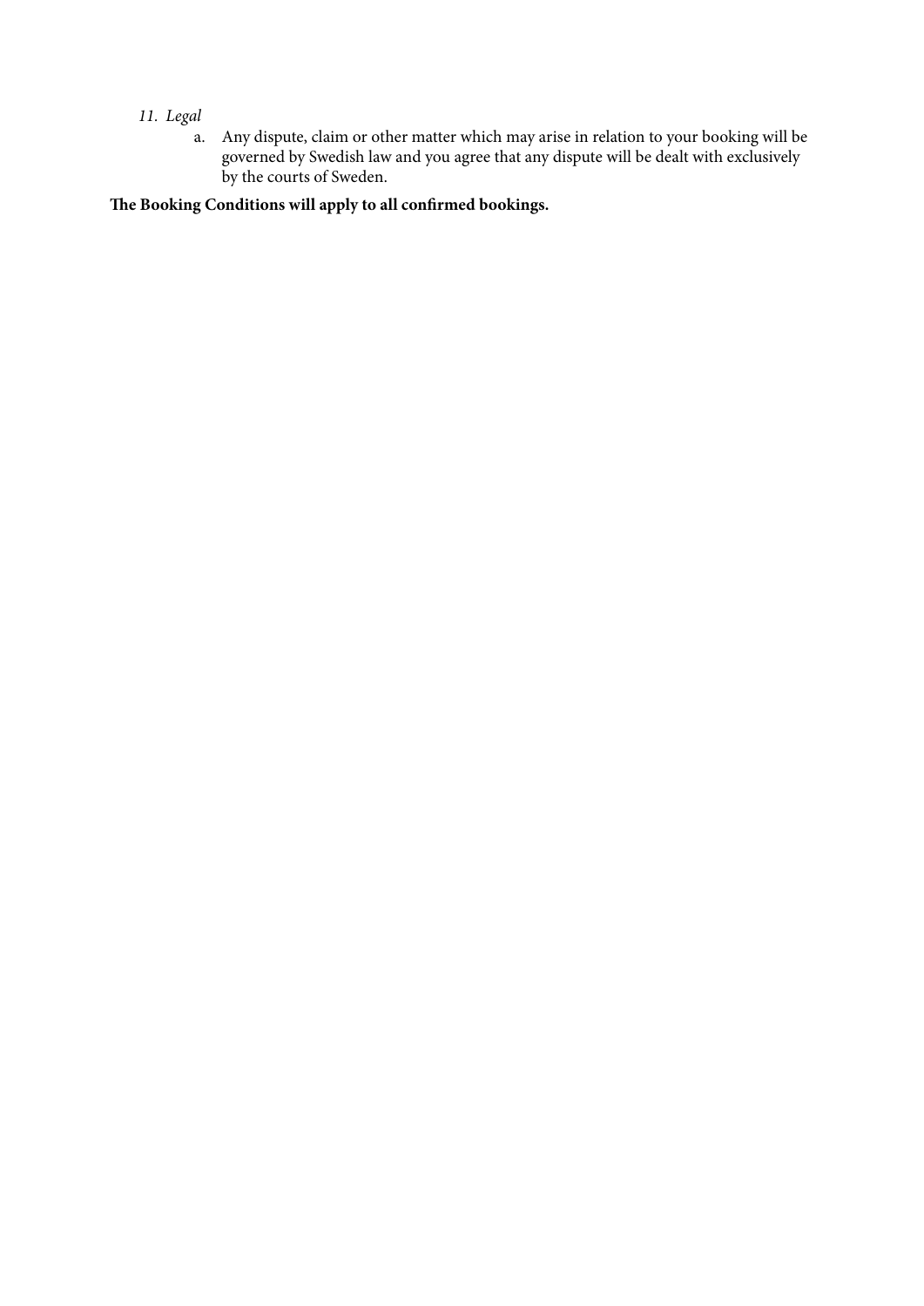11. *Legal*
    a. Any dispute, claim or other matter which may arise in relation to your booking will be governed by Swedish law and you agree that any dispute will be dealt with exclusively by the courts of Sweden.

**The Booking Conditions will apply to all confirmed bookings.**